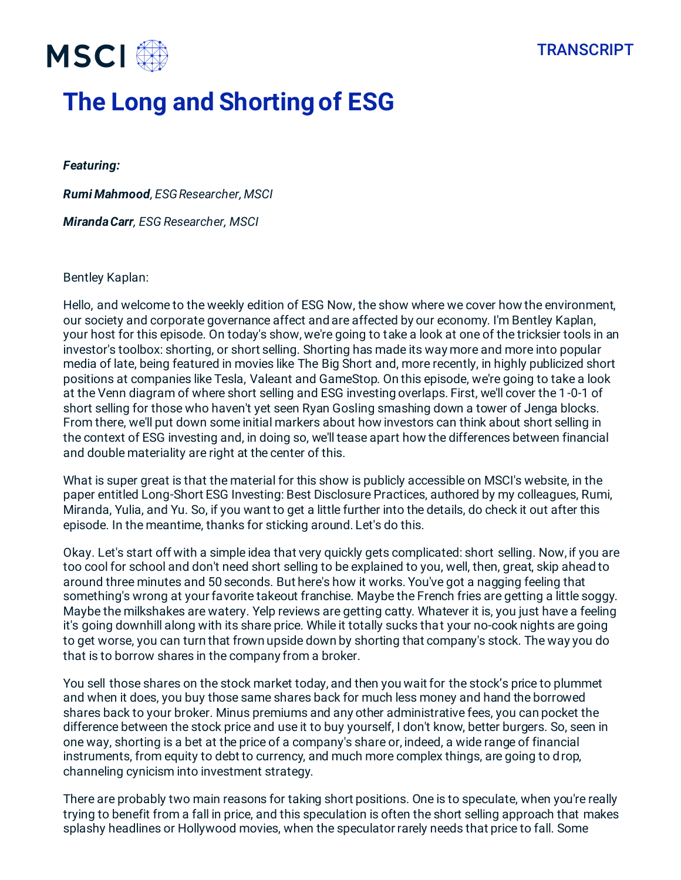# The Long and Shorting of ESG

***Featuring:***

***Rumi Mahmood**, ESG Researcher, MSCI*

***Miranda Carr**, ESG Researcher, MSCI*

Bentley Kaplan:

Hello, and welcome to the weekly edition of ESG Now, the show where we cover how the environment, our society and corporate governance affect and are affected by our economy. I'm Bentley Kaplan, your host for this episode. On today's show, we're going to take a look at one of the tricksier tools in an investor's toolbox: shorting, or short selling. Shorting has made its way more and more into popular media of late, being featured in movies like The Big Short and, more recently, in highly publicized short positions at companies like Tesla, Valeant and GameStop. On this episode, we're going to take a look at the Venn diagram of where short selling and ESG investing overlaps. First, we'll cover the 1-0-1 of short selling for those who haven't yet seen Ryan Gosling smashing down a tower of Jenga blocks. From there, we'll put down some initial markers about how investors can think about short selling in the context of ESG investing and, in doing so, we'll tease apart how the differences between financial and double materiality are right at the center of this.

What is super great is that the material for this show is publicly accessible on MSCI's website, in the paper entitled Long-Short ESG Investing: Best Disclosure Practices, authored by my colleagues, Rumi, Miranda, Yulia, and Yu. So, if you want to get a little further into the details, do check it out after this episode. In the meantime, thanks for sticking around. Let's do this.

Okay. Let's start off with a simple idea that very quickly gets complicated: short selling. Now, if you are too cool for school and don't need short selling to be explained to you, well, then, great, skip ahead to around three minutes and 50 seconds. But here's how it works. You've got a nagging feeling that something's wrong at your favorite takeout franchise. Maybe the French fries are getting a little soggy. Maybe the milkshakes are watery. Yelp reviews are getting catty. Whatever it is, you just have a feeling it's going downhill along with its share price. While it totally sucks that your no-cook nights are going to get worse, you can turn that frown upside down by shorting that company's stock. The way you do that is to borrow shares in the company from a broker.

You sell those shares on the stock market today, and then you wait for the stock's price to plummet and when it does, you buy those same shares back for much less money and hand the borrowed shares back to your broker. Minus premiums and any other administrative fees, you can pocket the difference between the stock price and use it to buy yourself, I don't know, better burgers. So, seen in one way, shorting is a bet at the price of a company's share or, indeed, a wide range of financial instruments, from equity to debt to currency, and much more complex things, are going to drop, channeling cynicism into investment strategy.

There are probably two main reasons for taking short positions. One is to speculate, when you're really trying to benefit from a fall in price, and this speculation is often the short selling approach that makes splashy headlines or Hollywood movies, when the speculator rarely needs that price to fall. Some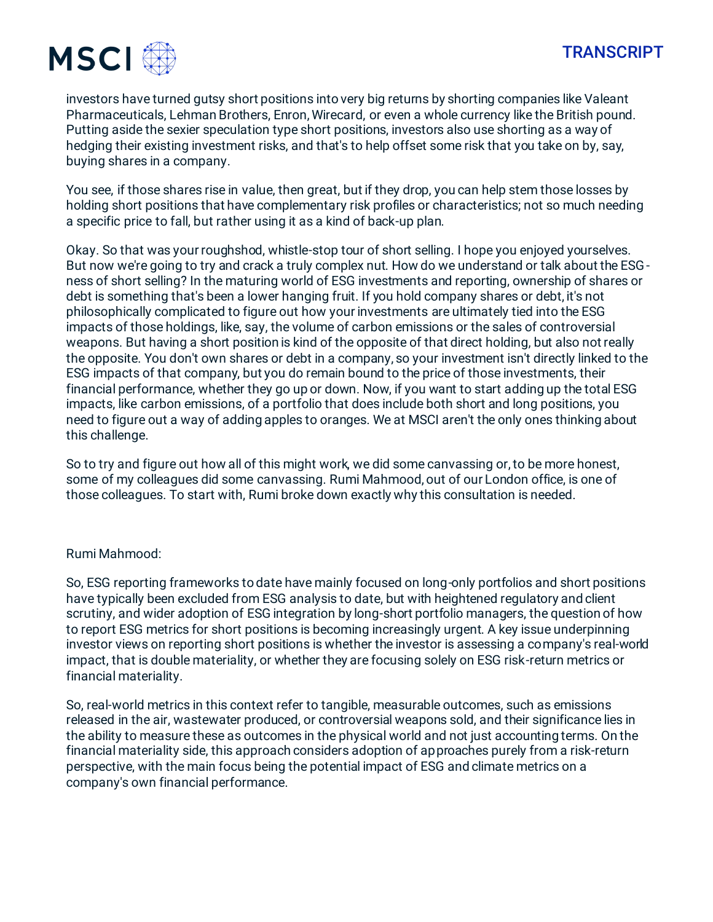investors have turned gutsy short positions into very big returns by shorting companies like Valeant Pharmaceuticals, Lehman Brothers, Enron, Wirecard, or even a whole currency like the British pound. Putting aside the sexier speculation type short positions, investors also use shorting as a way of hedging their existing investment risks, and that's to help offset some risk that you take on by, say, buying shares in a company.

You see, if those shares rise in value, then great, but if they drop, you can help stem those losses by holding short positions that have complementary risk profiles or characteristics; not so much needing a specific price to fall, but rather using it as a kind of back-up plan.

Okay. So that was your roughshod, whistle-stop tour of short selling. I hope you enjoyed yourselves. But now we're going to try and crack a truly complex nut. How do we understand or talk about the ESG-ness of short selling? In the maturing world of ESG investments and reporting, ownership of shares or debt is something that's been a lower hanging fruit. If you hold company shares or debt, it's not philosophically complicated to figure out how your investments are ultimately tied into the ESG impacts of those holdings, like, say, the volume of carbon emissions or the sales of controversial weapons. But having a short position is kind of the opposite of that direct holding, but also not really the opposite. You don't own shares or debt in a company, so your investment isn't directly linked to the ESG impacts of that company, but you do remain bound to the price of those investments, their financial performance, whether they go up or down. Now, if you want to start adding up the total ESG impacts, like carbon emissions, of a portfolio that does include both short and long positions, you need to figure out a way of adding apples to oranges. We at MSCI aren't the only ones thinking about this challenge.

So to try and figure out how all of this might work, we did some canvassing or, to be more honest, some of my colleagues did some canvassing. Rumi Mahmood, out of our London office, is one of those colleagues. To start with, Rumi broke down exactly why this consultation is needed.

Rumi Mahmood:

So, ESG reporting frameworks to date have mainly focused on long-only portfolios and short positions have typically been excluded from ESG analysis to date, but with heightened regulatory and client scrutiny, and wider adoption of ESG integration by long-short portfolio managers, the question of how to report ESG metrics for short positions is becoming increasingly urgent. A key issue underpinning investor views on reporting short positions is whether the investor is assessing a company's real-world impact, that is double materiality, or whether they are focusing solely on ESG risk-return metrics or financial materiality.

So, real-world metrics in this context refer to tangible, measurable outcomes, such as emissions released in the air, wastewater produced, or controversial weapons sold, and their significance lies in the ability to measure these as outcomes in the physical world and not just accounting terms. On the financial materiality side, this approach considers adoption of approaches purely from a risk-return perspective, with the main focus being the potential impact of ESG and climate metrics on a company's own financial performance.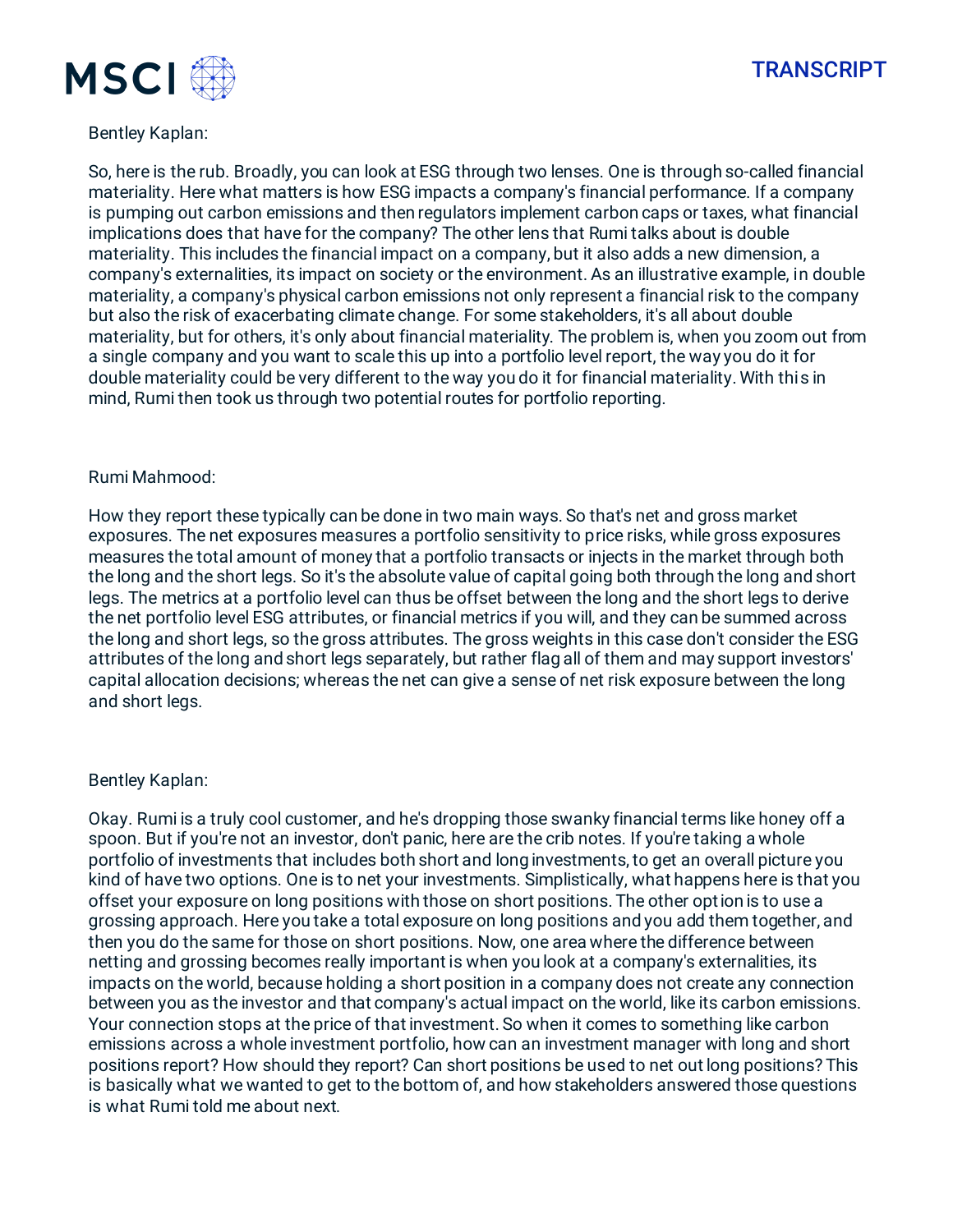Bentley Kaplan:

So, here is the rub. Broadly, you can look at ESG through two lenses. One is through so-called financial materiality. Here what matters is how ESG impacts a company's financial performance. If a company is pumping out carbon emissions and then regulators implement carbon caps or taxes, what financial implications does that have for the company? The other lens that Rumi talks about is double materiality. This includes the financial impact on a company, but it also adds a new dimension, a company's externalities, its impact on society or the environment. As an illustrative example, in double materiality, a company's physical carbon emissions not only represent a financial risk to the company but also the risk of exacerbating climate change. For some stakeholders, it's all about double materiality, but for others, it's only about financial materiality. The problem is, when you zoom out from a single company and you want to scale this up into a portfolio level report, the way you do it for double materiality could be very different to the way you do it for financial materiality. With this in mind, Rumi then took us through two potential routes for portfolio reporting.

Rumi Mahmood:

How they report these typically can be done in two main ways. So that's net and gross market exposures. The net exposures measures a portfolio sensitivity to price risks, while gross exposures measures the total amount of money that a portfolio transacts or injects in the market through both the long and the short legs. So it's the absolute value of capital going both through the long and short legs. The metrics at a portfolio level can thus be offset between the long and the short legs to derive the net portfolio level ESG attributes, or financial metrics if you will, and they can be summed across the long and short legs, so the gross attributes. The gross weights in this case don't consider the ESG attributes of the long and short legs separately, but rather flag all of them and may support investors' capital allocation decisions; whereas the net can give a sense of net risk exposure between the long and short legs.

Bentley Kaplan:

Okay. Rumi is a truly cool customer, and he's dropping those swanky financial terms like honey off a spoon. But if you're not an investor, don't panic, here are the crib notes. If you're taking a whole portfolio of investments that includes both short and long investments, to get an overall picture you kind of have two options. One is to net your investments. Simplistically, what happens here is that you offset your exposure on long positions with those on short positions. The other option is to use a grossing approach. Here you take a total exposure on long positions and you add them together, and then you do the same for those on short positions. Now, one area where the difference between netting and grossing becomes really important is when you look at a company's externalities, its impacts on the world, because holding a short position in a company does not create any connection between you as the investor and that company's actual impact on the world, like its carbon emissions. Your connection stops at the price of that investment. So when it comes to something like carbon emissions across a whole investment portfolio, how can an investment manager with long and short positions report? How should they report? Can short positions be used to net out long positions? This is basically what we wanted to get to the bottom of, and how stakeholders answered those questions is what Rumi told me about next.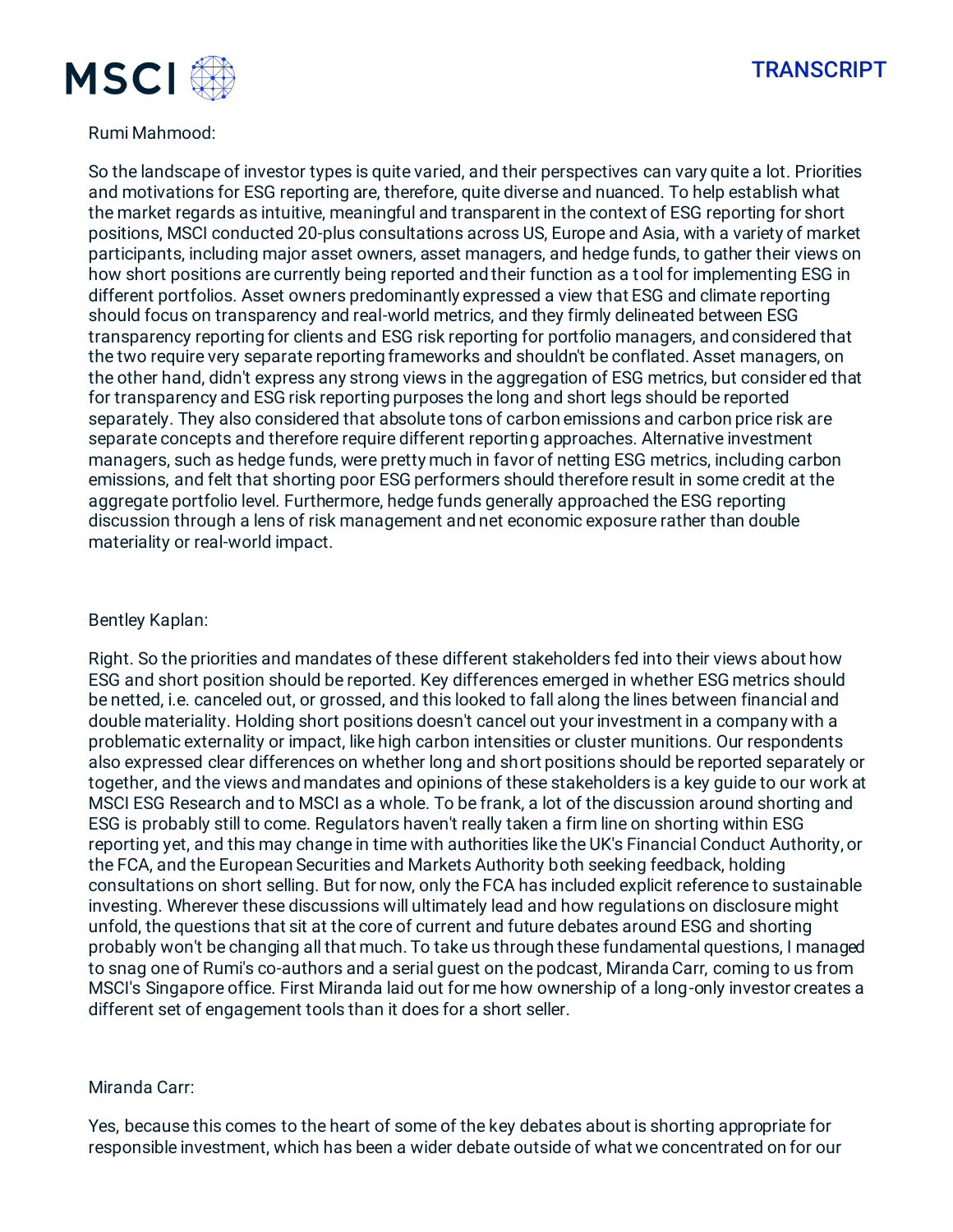Rumi Mahmood:

So the landscape of investor types is quite varied, and their perspectives can vary quite a lot. Priorities and motivations for ESG reporting are, therefore, quite diverse and nuanced. To help establish what the market regards as intuitive, meaningful and transparent in the context of ESG reporting for short positions, MSCI conducted 20-plus consultations across US, Europe and Asia, with a variety of market participants, including major asset owners, asset managers, and hedge funds, to gather their views on how short positions are currently being reported and their function as a tool for implementing ESG in different portfolios. Asset owners predominantly expressed a view that ESG and climate reporting should focus on transparency and real-world metrics, and they firmly delineated between ESG transparency reporting for clients and ESG risk reporting for portfolio managers, and considered that the two require very separate reporting frameworks and shouldn't be conflated. Asset managers, on the other hand, didn't express any strong views in the aggregation of ESG metrics, but considered that for transparency and ESG risk reporting purposes the long and short legs should be reported separately. They also considered that absolute tons of carbon emissions and carbon price risk are separate concepts and therefore require different reporting approaches. Alternative investment managers, such as hedge funds, were pretty much in favor of netting ESG metrics, including carbon emissions, and felt that shorting poor ESG performers should therefore result in some credit at the aggregate portfolio level. Furthermore, hedge funds generally approached the ESG reporting discussion through a lens of risk management and net economic exposure rather than double materiality or real-world impact.

Bentley Kaplan:

Right. So the priorities and mandates of these different stakeholders fed into their views about how ESG and short position should be reported. Key differences emerged in whether ESG metrics should be netted, i.e. canceled out, or grossed, and this looked to fall along the lines between financial and double materiality. Holding short positions doesn't cancel out your investment in a company with a problematic externality or impact, like high carbon intensities or cluster munitions. Our respondents also expressed clear differences on whether long and short positions should be reported separately or together, and the views and mandates and opinions of these stakeholders is a key guide to our work at MSCI ESG Research and to MSCI as a whole. To be frank, a lot of the discussion around shorting and ESG is probably still to come. Regulators haven't really taken a firm line on shorting within ESG reporting yet, and this may change in time with authorities like the UK's Financial Conduct Authority, or the FCA, and the European Securities and Markets Authority both seeking feedback, holding consultations on short selling. But for now, only the FCA has included explicit reference to sustainable investing. Wherever these discussions will ultimately lead and how regulations on disclosure might unfold, the questions that sit at the core of current and future debates around ESG and shorting probably won't be changing all that much. To take us through these fundamental questions, I managed to snag one of Rumi's co-authors and a serial guest on the podcast, Miranda Carr, coming to us from MSCI's Singapore office. First Miranda laid out for me how ownership of a long-only investor creates a different set of engagement tools than it does for a short seller.

Miranda Carr:

Yes, because this comes to the heart of some of the key debates about is shorting appropriate for responsible investment, which has been a wider debate outside of what we concentrated on for our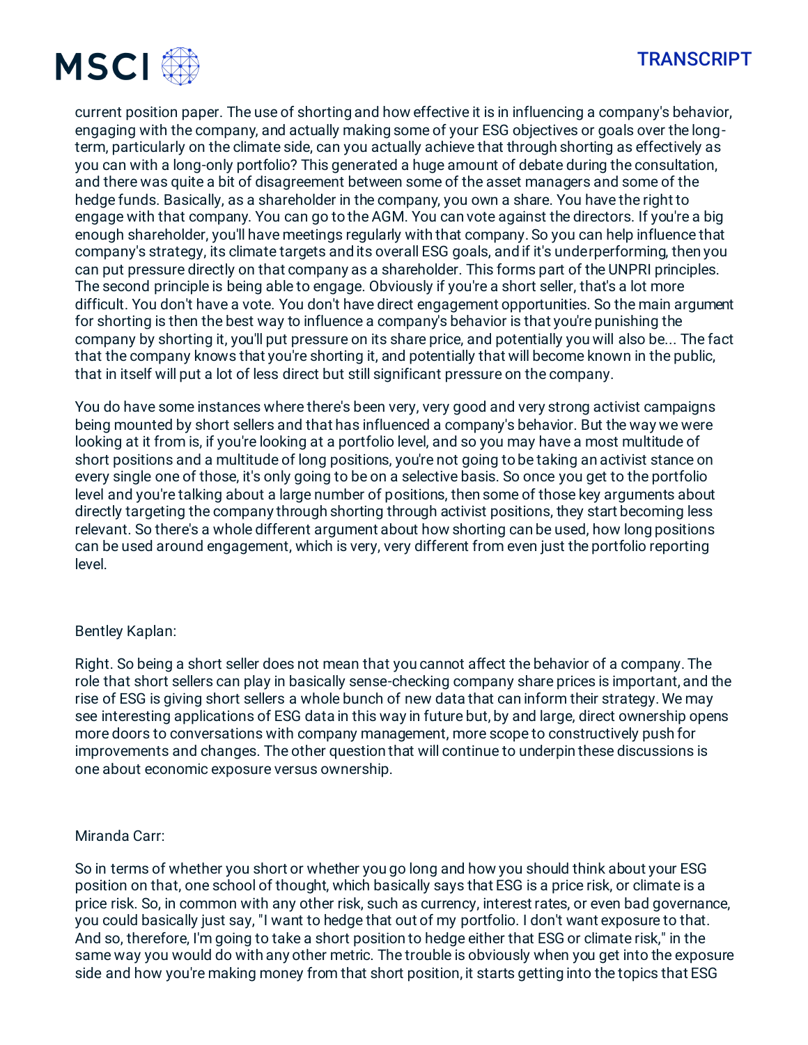current position paper. The use of shorting and how effective it is in influencing a company's behavior, engaging with the company, and actually making some of your ESG objectives or goals over the long-term, particularly on the climate side, can you actually achieve that through shorting as effectively as you can with a long-only portfolio? This generated a huge amount of debate during the consultation, and there was quite a bit of disagreement between some of the asset managers and some of the hedge funds. Basically, as a shareholder in the company, you own a share. You have the right to engage with that company. You can go to the AGM. You can vote against the directors. If you're a big enough shareholder, you'll have meetings regularly with that company. So you can help influence that company's strategy, its climate targets and its overall ESG goals, and if it's underperforming, then you can put pressure directly on that company as a shareholder. This forms part of the UNPRI principles. The second principle is being able to engage. Obviously if you're a short seller, that's a lot more difficult. You don't have a vote. You don't have direct engagement opportunities. So the main argument for shorting is then the best way to influence a company's behavior is that you're punishing the company by shorting it, you'll put pressure on its share price, and potentially you will also be... The fact that the company knows that you're shorting it, and potentially that will become known in the public, that in itself will put a lot of less direct but still significant pressure on the company.

You do have some instances where there's been very, very good and very strong activist campaigns being mounted by short sellers and that has influenced a company's behavior. But the way we were looking at it from is, if you're looking at a portfolio level, and so you may have a most multitude of short positions and a multitude of long positions, you're not going to be taking an activist stance on every single one of those, it's only going to be on a selective basis. So once you get to the portfolio level and you're talking about a large number of positions, then some of those key arguments about directly targeting the company through shorting through activist positions, they start becoming less relevant. So there's a whole different argument about how shorting can be used, how long positions can be used around engagement, which is very, very different from even just the portfolio reporting level.

Bentley Kaplan:

Right. So being a short seller does not mean that you cannot affect the behavior of a company. The role that short sellers can play in basically sense-checking company share prices is important, and the rise of ESG is giving short sellers a whole bunch of new data that can inform their strategy. We may see interesting applications of ESG data in this way in future but, by and large, direct ownership opens more doors to conversations with company management, more scope to constructively push for improvements and changes. The other question that will continue to underpin these discussions is one about economic exposure versus ownership.

Miranda Carr:

So in terms of whether you short or whether you go long and how you should think about your ESG position on that, one school of thought, which basically says that ESG is a price risk, or climate is a price risk. So, in common with any other risk, such as currency, interest rates, or even bad governance, you could basically just say, "I want to hedge that out of my portfolio. I don't want exposure to that. And so, therefore, I'm going to take a short position to hedge either that ESG or climate risk," in the same way you would do with any other metric. The trouble is obviously when you get into the exposure side and how you're making money from that short position, it starts getting into the topics that ESG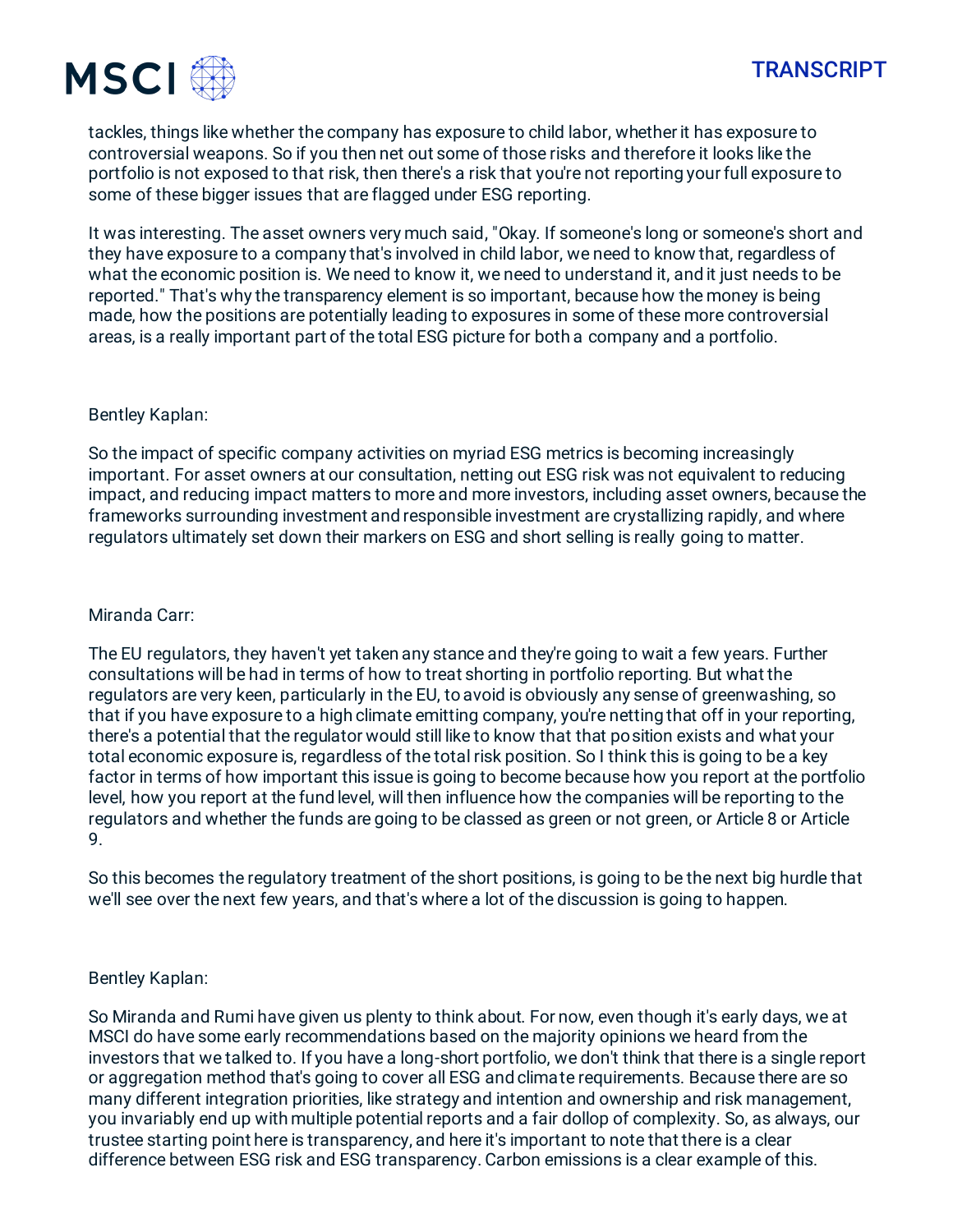tackles, things like whether the company has exposure to child labor, whether it has exposure to controversial weapons. So if you then net out some of those risks and therefore it looks like the portfolio is not exposed to that risk, then there's a risk that you're not reporting your full exposure to some of these bigger issues that are flagged under ESG reporting.

It was interesting. The asset owners very much said, "Okay. If someone's long or someone's short and they have exposure to a company that's involved in child labor, we need to know that, regardless of what the economic position is. We need to know it, we need to understand it, and it just needs to be reported." That's why the transparency element is so important, because how the money is being made, how the positions are potentially leading to exposures in some of these more controversial areas, is a really important part of the total ESG picture for both a company and a portfolio.

Bentley Kaplan:

So the impact of specific company activities on myriad ESG metrics is becoming increasingly important. For asset owners at our consultation, netting out ESG risk was not equivalent to reducing impact, and reducing impact matters to more and more investors, including asset owners, because the frameworks surrounding investment and responsible investment are crystallizing rapidly, and where regulators ultimately set down their markers on ESG and short selling is really going to matter.

Miranda Carr:

The EU regulators, they haven't yet taken any stance and they're going to wait a few years. Further consultations will be had in terms of how to treat shorting in portfolio reporting. But what the regulators are very keen, particularly in the EU, to avoid is obviously any sense of greenwashing, so that if you have exposure to a high climate emitting company, you're netting that off in your reporting, there's a potential that the regulator would still like to know that that position exists and what your total economic exposure is, regardless of the total risk position. So I think this is going to be a key factor in terms of how important this issue is going to become because how you report at the portfolio level, how you report at the fund level, will then influence how the companies will be reporting to the regulators and whether the funds are going to be classed as green or not green, or Article 8 or Article 9.

So this becomes the regulatory treatment of the short positions, is going to be the next big hurdle that we'll see over the next few years, and that's where a lot of the discussion is going to happen.

Bentley Kaplan:

So Miranda and Rumi have given us plenty to think about. For now, even though it's early days, we at MSCI do have some early recommendations based on the majority opinions we heard from the investors that we talked to. If you have a long-short portfolio, we don't think that there is a single report or aggregation method that's going to cover all ESG and climate requirements. Because there are so many different integration priorities, like strategy and intention and ownership and risk management, you invariably end up with multiple potential reports and a fair dollop of complexity. So, as always, our trustee starting point here is transparency, and here it's important to note that there is a clear difference between ESG risk and ESG transparency. Carbon emissions is a clear example of this.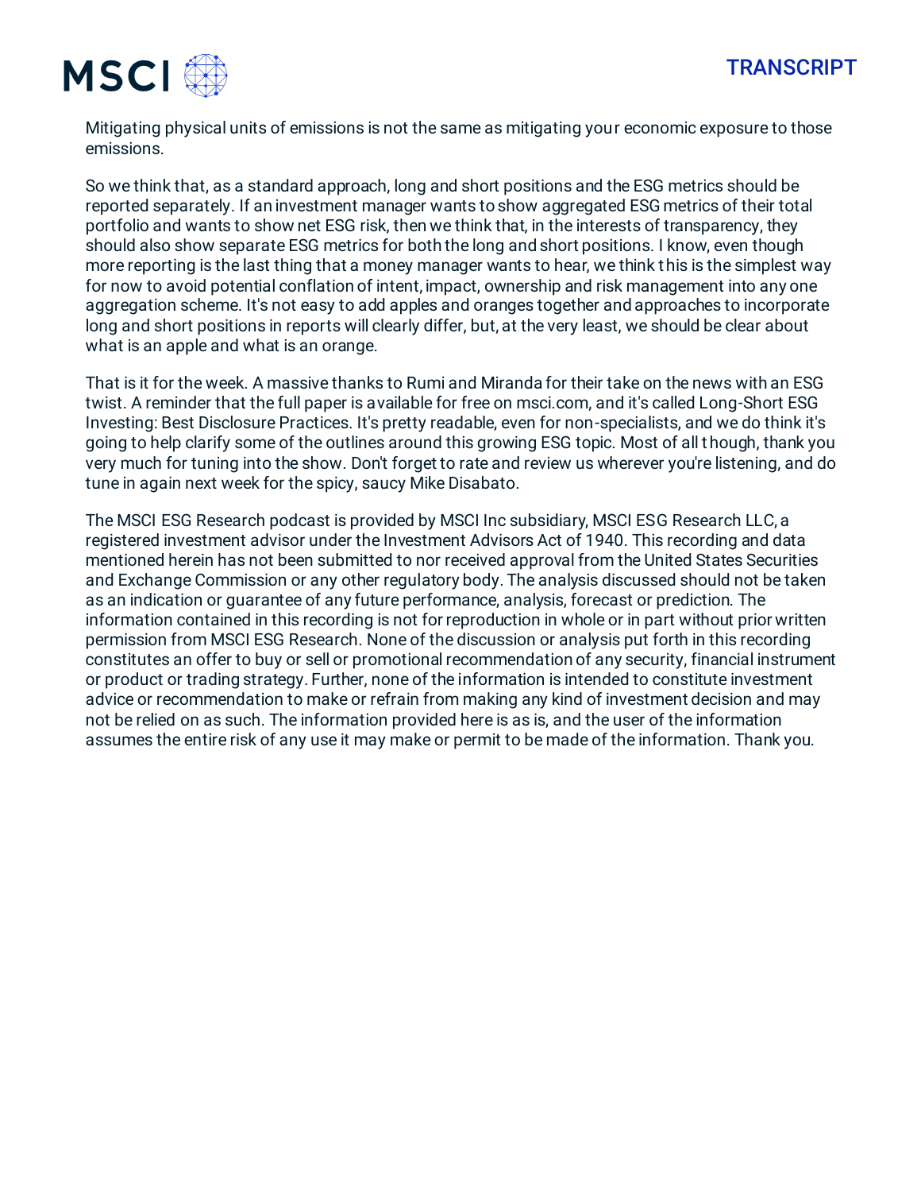Mitigating physical units of emissions is not the same as mitigating your economic exposure to those emissions.

So we think that, as a standard approach, long and short positions and the ESG metrics should be reported separately. If an investment manager wants to show aggregated ESG metrics of their total portfolio and wants to show net ESG risk, then we think that, in the interests of transparency, they should also show separate ESG metrics for both the long and short positions. I know, even though more reporting is the last thing that a money manager wants to hear, we think this is the simplest way for now to avoid potential conflation of intent, impact, ownership and risk management into any one aggregation scheme. It's not easy to add apples and oranges together and approaches to incorporate long and short positions in reports will clearly differ, but, at the very least, we should be clear about what is an apple and what is an orange.

That is it for the week. A massive thanks to Rumi and Miranda for their take on the news with an ESG twist. A reminder that the full paper is available for free on msci.com, and it's called Long-Short ESG Investing: Best Disclosure Practices. It's pretty readable, even for non-specialists, and we do think it's going to help clarify some of the outlines around this growing ESG topic. Most of all though, thank you very much for tuning into the show. Don't forget to rate and review us wherever you're listening, and do tune in again next week for the spicy, saucy Mike Disabato.

The MSCI ESG Research podcast is provided by MSCI Inc subsidiary, MSCI ESG Research LLC, a registered investment advisor under the Investment Advisors Act of 1940. This recording and data mentioned herein has not been submitted to nor received approval from the United States Securities and Exchange Commission or any other regulatory body. The analysis discussed should not be taken as an indication or guarantee of any future performance, analysis, forecast or prediction. The information contained in this recording is not for reproduction in whole or in part without prior written permission from MSCI ESG Research. None of the discussion or analysis put forth in this recording constitutes an offer to buy or sell or promotional recommendation of any security, financial instrument or product or trading strategy. Further, none of the information is intended to constitute investment advice or recommendation to make or refrain from making any kind of investment decision and may not be relied on as such. The information provided here is as is, and the user of the information assumes the entire risk of any use it may make or permit to be made of the information. Thank you.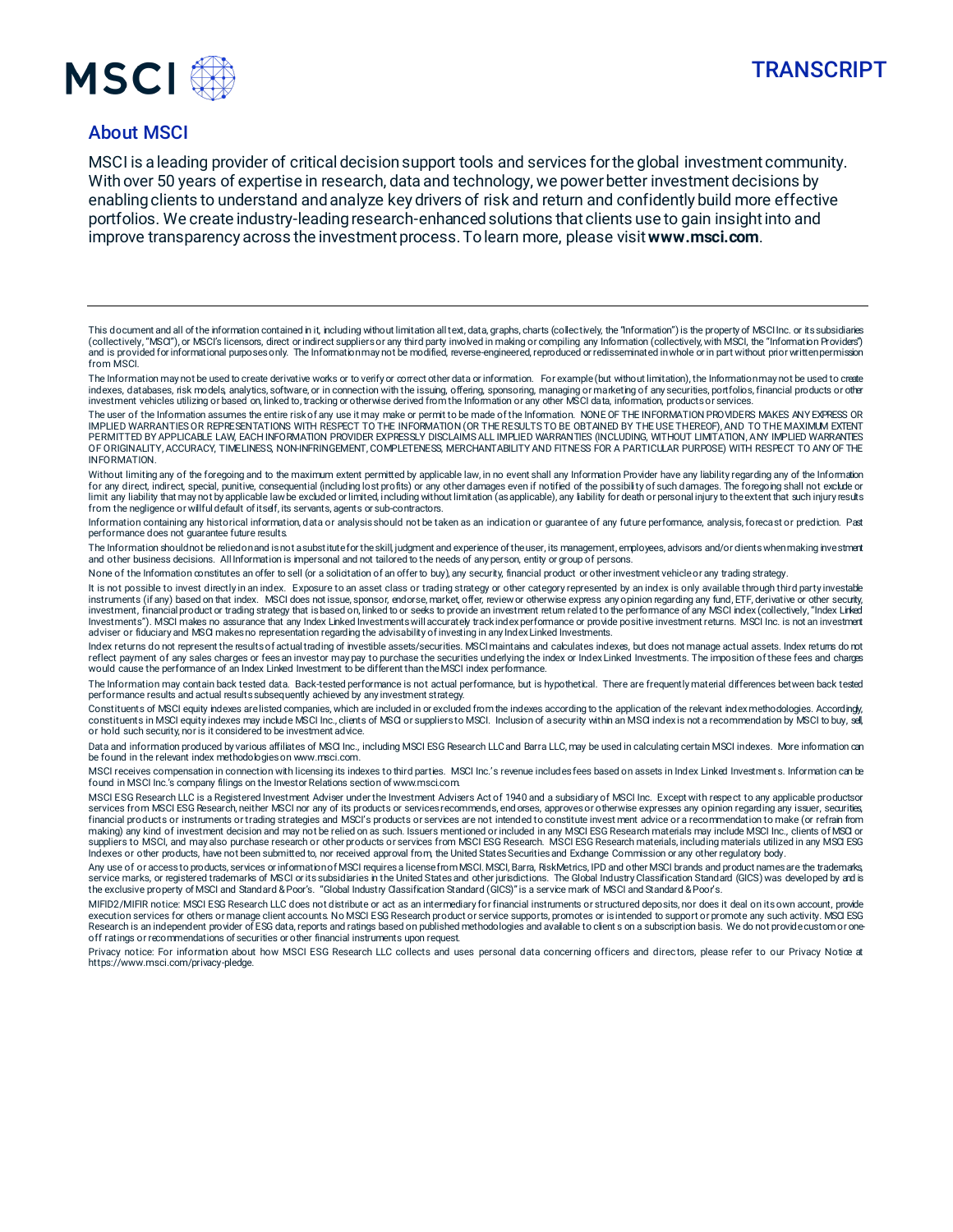## About MSCI

MSCI is a leading provider of critical decision support tools and services for the global investment community. With over 50 years of expertise in research, data and technology, we power better investment decisions by enabling clients to understand and analyze key drivers of risk and return and confidently build more effective portfolios. We create industry-leading research-enhanced solutions that clients use to gain insight into and improve transparency across the investment process. To learn more, please visit **www.msci.com**.

---

This document and all of the information contained in it, including without limitation all text, data, graphs, charts (collectively, the "Information") is the property of MSCI Inc. or its subsidiaries (collectively, "MSCI"), or MSCI's licensors, direct or indirect suppliers or any third party involved in making or compiling any Information (collectively, with MSCI, the "Information Providers") and is provided for informational purposes only. The Information may not be modified, reverse-engineered, reproduced or redisseminated in whole or in part without prior written permission from MSCI.

The Information may not be used to create derivative works or to verify or correct other data or information. For example (but without limitation), the Information may not be used to create indexes, databases, risk models, analytics, software, or in connection with the issuing, offering, sponsoring, managing or marketing of any securities, portfolios, financial products or other investment vehicles utilizing or based on, linked to, tracking or otherwise derived from the Information or any other MSCI data, information, products or services.

The user of the Information assumes the entire risk of any use it may make or permit to be made of the Information. NONE OF THE INFORMATION PROVIDERS MAKES ANY EXPRESS OR IMPLIED WARRANTIES OR REPRESENTATIONS WITH RESPECT TO THE INFORMATION (OR THE RESULTS TO BE OBTAINED BY THE USE THEREOF), AND TO THE MAXIMUM EXTENT PERMITTED BY APPLICABLE LAW, EACH INFORMATION PROVIDER EXPRESSLY DISCLAIMS ALL IMPLIED WARRANTIES (INCLUDING, WITHOUT LIMITATION, ANY IMPLIED WARRANTIES OF ORIGINALITY, ACCURACY, TIMELINESS, NON-INFRINGEMENT, COMPLETENESS, MERCHANTABILITY AND FITNESS FOR A PARTICULAR PURPOSE) WITH RESPECT TO ANY OF THE INFORMATION.

Without limiting any of the foregoing and to the maximum extent permitted by applicable law, in no event shall any Information Provider have any liability regarding any of the Information for any direct, indirect, special, punitive, consequential (including lost profits) or any other damages even if notified of the possibility of such damages. The foregoing shall not exclude or limit any liability that may not by applicable law be excluded or limited, including without limitation (as applicable), any liability for death or personal injury to the extent that such injury results from the negligence or willful default of itself, its servants, agents or sub-contractors.

Information containing any historical information, data or analysis should not be taken as an indication or guarantee of any future performance, analysis, forecast or prediction. Past performance does not guarantee future results.

The Information should not be relied on and is not a substitute for the skill, judgment and experience of the user, its management, employees, advisors and/or clients when making investment and other business decisions. All Information is impersonal and not tailored to the needs of any person, entity or group of persons.

None of the Information constitutes an offer to sell (or a solicitation of an offer to buy), any security, financial product or other investment vehicle or any trading strategy.

It is not possible to invest directly in an index. Exposure to an asset class or trading strategy or other category represented by an index is only available through third party investable instruments (if any) based on that index. MSCI does not issue, sponsor, endorse, market, offer, review or otherwise express any opinion regarding any fund, ETF, derivative or other security, investment, financial product or trading strategy that is based on, linked to or seeks to provide an investment return related to the performance of any MSCI index (collectively, "Index Linked Investments"). MSCI makes no assurance that any Index Linked Investments will accurately track index performance or provide positive investment returns. MSCI Inc. is not an investment adviser or fiduciary and MSCI makes no representation regarding the advisability of investing in any Index Linked Investments.

Index returns do not represent the results of actual trading of investible assets/securities. MSCI maintains and calculates indexes, but does not manage actual assets. Index returns do not reflect payment of any sales charges or fees an investor may pay to purchase the securities underlying the index or Index Linked Investments. The imposition of these fees and charges would cause the performance of an Index Linked Investment to be different than the MSCI index performance.

The Information may contain back tested data. Back-tested performance is not actual performance, but is hypothetical. There are frequently material differences between back tested performance results and actual results subsequently achieved by any investment strategy.

Constituents of MSCI equity indexes are listed companies, which are included in or excluded from the indexes according to the application of the relevant index methodologies. Accordingly, constituents in MSCI equity indexes may include MSCI Inc., clients of MSCI or suppliers to MSCI. Inclusion of a security within an MSCI index is not a recommendation by MSCI to buy, sell, or hold such security, nor is it considered to be investment advice.

Data and information produced by various affiliates of MSCI Inc., including MSCI ESG Research LLC and Barra LLC, may be used in calculating certain MSCI indexes. More information can be found in the relevant index methodologies on www.msci.com.

MSCI receives compensation in connection with licensing its indexes to third parties. MSCI Inc.'s revenue includes fees based on assets in Index Linked Investments. Information can be found in MSCI Inc.'s company filings on the Investor Relations section of www.msci.com.

MSCI ESG Research LLC is a Registered Investment Adviser under the Investment Advisers Act of 1940 and a subsidiary of MSCI Inc. Except with respect to any applicable products or services from MSCI ESG Research, neither MSCI nor any of its products or services recommends, endorses, approves or otherwise expresses any opinion regarding any issuer, securities, financial products or instruments or trading strategies and MSCI's products or services are not intended to constitute investment advice or a recommendation to make (or refrain from making) any kind of investment decision and may not be relied on as such. Issuers mentioned or included in any MSCI ESG Research materials may include MSCI Inc., clients of MSCI or suppliers to MSCI, and may also purchase research or other products or services from MSCI ESG Research. MSCI ESG Research materials, including materials utilized in any MSCI ESG Indexes or other products, have not been submitted to, nor received approval from, the United States Securities and Exchange Commission or any other regulatory body.

Any use of or access to products, services or information of MSCI requires a license from MSCI. MSCI, Barra, RiskMetrics, IPD and other MSCI brands and product names are the trademarks, service marks, or registered trademarks of MSCI or its subsidiaries in the United States and other jurisdictions. The Global Industry Classification Standard (GICS) was developed by and is the exclusive property of MSCI and Standard & Poor's. "Global Industry Classification Standard (GICS)" is a service mark of MSCI and Standard & Poor's.

MIFID2/MIFIR notice: MSCI ESG Research LLC does not distribute or act as an intermediary for financial instruments or structured deposits, nor does it deal on its own account, provide execution services for others or manage client accounts. No MSCI ESG Research product or service supports, promotes or is intended to support or promote any such activity. MSCI ESG Research is an independent provider of ESG data, reports and ratings based on published methodologies and available to clients on a subscription basis. We do not provide custom or one-off ratings or recommendations of securities or other financial instruments upon request.

Privacy notice: For information about how MSCI ESG Research LLC collects and uses personal data concerning officers and directors, please refer to our Privacy Notice at https://www.msci.com/privacy-pledge.